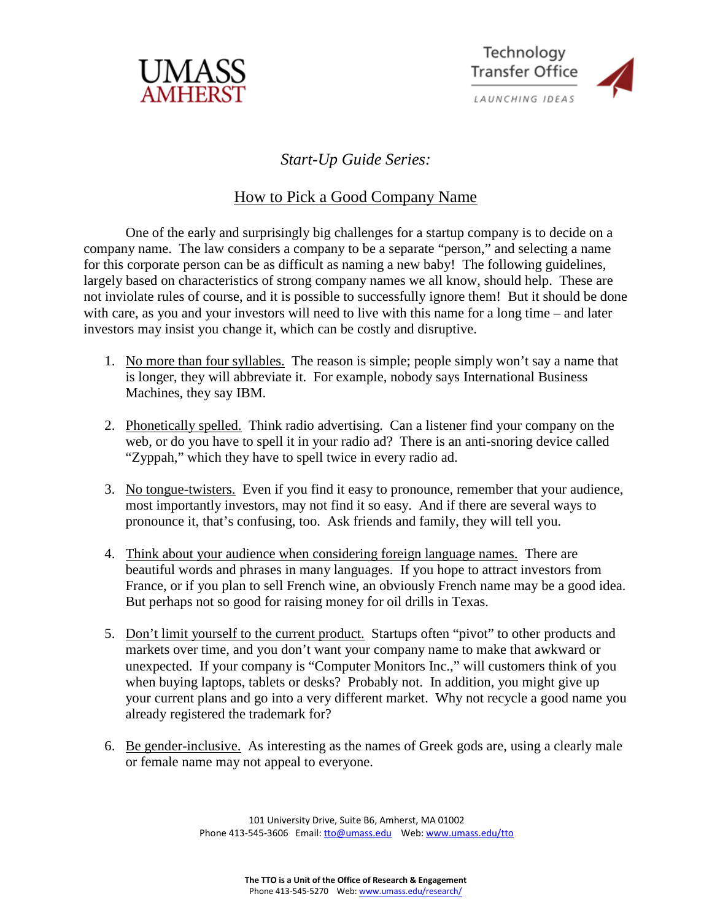UMASS AMHERST

Technology Transfer Office
LAUNCHING IDEAS

*Start-Up Guide Series:*

# How to Pick a Good Company Name

One of the early and surprisingly big challenges for a startup company is to decide on a company name. The law considers a company to be a separate "person," and selecting a name for this corporate person can be as difficult as naming a new baby! The following guidelines, largely based on characteristics of strong company names we all know, should help. These are not inviolate rules of course, and it is possible to successfully ignore them! But it should be done with care, as you and your investors will need to live with this name for a long time – and later investors may insist you change it, which can be costly and disruptive.

1. No more than four syllables. The reason is simple; people simply won't say a name that is longer, they will abbreviate it. For example, nobody says International Business Machines, they say IBM.

2. Phonetically spelled. Think radio advertising. Can a listener find your company on the web, or do you have to spell it in your radio ad? There is an anti-snoring device called "Zyppah," which they have to spell twice in every radio ad.

3. No tongue-twisters. Even if you find it easy to pronounce, remember that your audience, most importantly investors, may not find it so easy. And if there are several ways to pronounce it, that's confusing, too. Ask friends and family, they will tell you.

4. Think about your audience when considering foreign language names. There are beautiful words and phrases in many languages. If you hope to attract investors from France, or if you plan to sell French wine, an obviously French name may be a good idea. But perhaps not so good for raising money for oil drills in Texas.

5. Don't limit yourself to the current product. Startups often "pivot" to other products and markets over time, and you don't want your company name to make that awkward or unexpected. If your company is "Computer Monitors Inc.," will customers think of you when buying laptops, tablets or desks? Probably not. In addition, you might give up your current plans and go into a very different market. Why not recycle a good name you already registered the trademark for?

6. Be gender-inclusive. As interesting as the names of Greek gods are, using a clearly male or female name may not appeal to everyone.

101 University Drive, Suite B6, Amherst, MA 01002
Phone 413-545-3606 Email: tto@umass.edu Web: www.umass.edu/tto

**The TTO is a Unit of the Office of Research & Engagement**
Phone 413-545-5270 Web: www.umass.edu/research/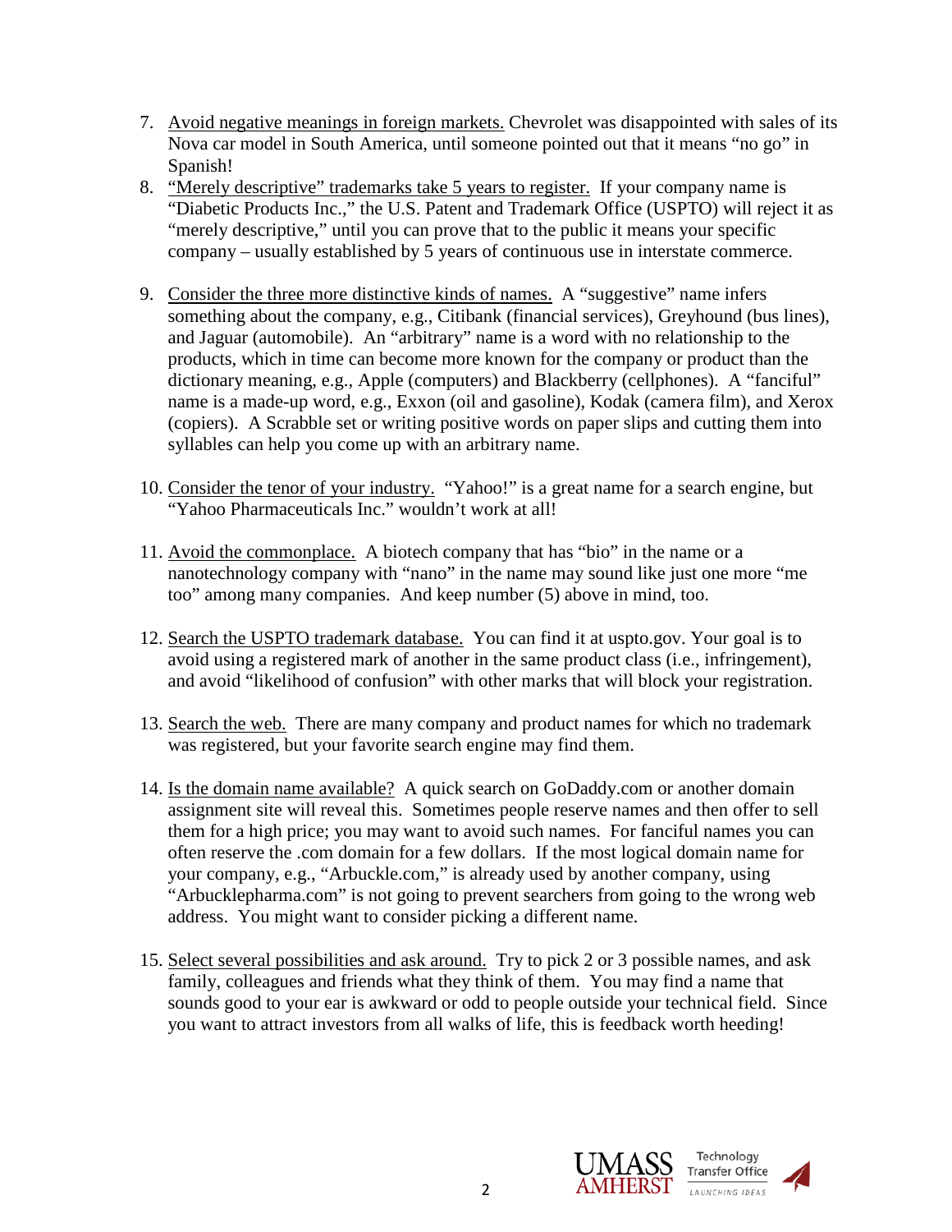7. Avoid negative meanings in foreign markets. Chevrolet was disappointed with sales of its Nova car model in South America, until someone pointed out that it means "no go" in Spanish!
8. "Merely descriptive" trademarks take 5 years to register. If your company name is "Diabetic Products Inc.," the U.S. Patent and Trademark Office (USPTO) will reject it as "merely descriptive," until you can prove that to the public it means your specific company – usually established by 5 years of continuous use in interstate commerce.

9. Consider the three more distinctive kinds of names. A "suggestive" name infers something about the company, e.g., Citibank (financial services), Greyhound (bus lines), and Jaguar (automobile). An "arbitrary" name is a word with no relationship to the products, which in time can become more known for the company or product than the dictionary meaning, e.g., Apple (computers) and Blackberry (cellphones). A "fanciful" name is a made-up word, e.g., Exxon (oil and gasoline), Kodak (camera film), and Xerox (copiers). A Scrabble set or writing positive words on paper slips and cutting them into syllables can help you come up with an arbitrary name.

10. Consider the tenor of your industry. "Yahoo!" is a great name for a search engine, but "Yahoo Pharmaceuticals Inc." wouldn't work at all!

11. Avoid the commonplace. A biotech company that has "bio" in the name or a nanotechnology company with "nano" in the name may sound like just one more "me too" among many companies. And keep number (5) above in mind, too.

12. Search the USPTO trademark database. You can find it at uspto.gov. Your goal is to avoid using a registered mark of another in the same product class (i.e., infringement), and avoid "likelihood of confusion" with other marks that will block your registration.

13. Search the web. There are many company and product names for which no trademark was registered, but your favorite search engine may find them.

14. Is the domain name available? A quick search on GoDaddy.com or another domain assignment site will reveal this. Sometimes people reserve names and then offer to sell them for a high price; you may want to avoid such names. For fanciful names you can often reserve the .com domain for a few dollars. If the most logical domain name for your company, e.g., "Arbuckle.com," is already used by another company, using "Arbucklepharma.com" is not going to prevent searchers from going to the wrong web address. You might want to consider picking a different name.

15. Select several possibilities and ask around. Try to pick 2 or 3 possible names, and ask family, colleagues and friends what they think of them. You may find a name that sounds good to your ear is awkward or odd to people outside your technical field. Since you want to attract investors from all walks of life, this is feedback worth heeding!